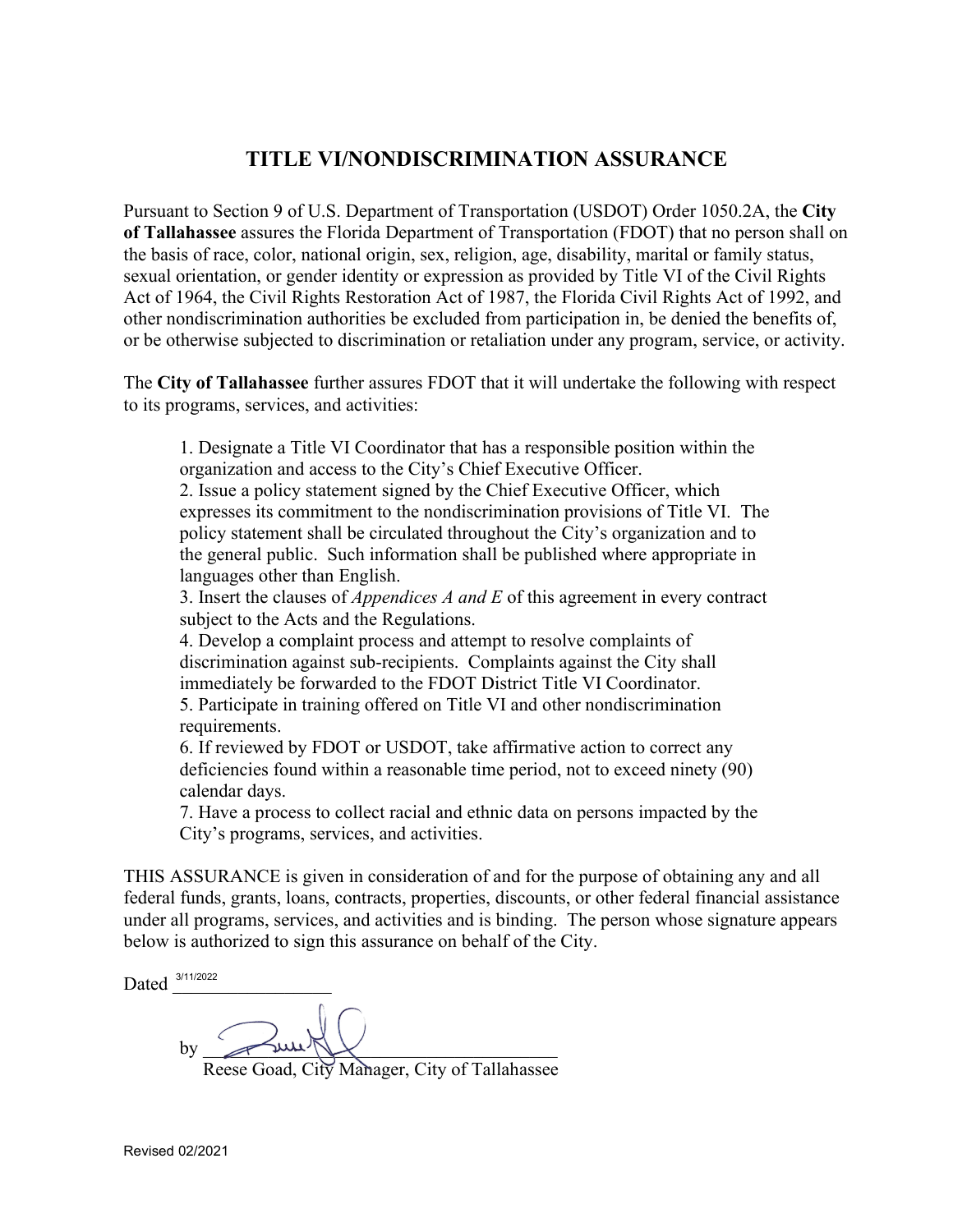# TITLE VI/NONDISCRIMINATION ASSURANCE

Pursuant to Section 9 of U.S. Department of Transportation (USDOT) Order 1050.2A, the **City of Tallahassee** assures the Florida Department of Transportation (FDOT) that no person shall on the basis of race, color, national origin, sex, religion, age, disability, marital or family status, sexual orientation, or gender identity or expression as provided by Title VI of the Civil Rights Act of 1964, the Civil Rights Restoration Act of 1987, the Florida Civil Rights Act of 1992, and other nondiscrimination authorities be excluded from participation in, be denied the benefits of, or be otherwise subjected to discrimination or retaliation under any program, service, or activity.

The **City of Tallahassee** further assures FDOT that it will undertake the following with respect to its programs, services, and activities:

1. Designate a Title VI Coordinator that has a responsible position within the organization and access to the City's Chief Executive Officer.
2. Issue a policy statement signed by the Chief Executive Officer, which expresses its commitment to the nondiscrimination provisions of Title VI. The policy statement shall be circulated throughout the City's organization and to the general public. Such information shall be published where appropriate in languages other than English.
3. Insert the clauses of *Appendices A and E* of this agreement in every contract subject to the Acts and the Regulations.
4. Develop a complaint process and attempt to resolve complaints of discrimination against sub-recipients. Complaints against the City shall immediately be forwarded to the FDOT District Title VI Coordinator.
5. Participate in training offered on Title VI and other nondiscrimination requirements.
6. If reviewed by FDOT or USDOT, take affirmative action to correct any deficiencies found within a reasonable time period, not to exceed ninety (90) calendar days.
7. Have a process to collect racial and ethnic data on persons impacted by the City's programs, services, and activities.

THIS ASSURANCE is given in consideration of and for the purpose of obtaining any and all federal funds, grants, loans, contracts, properties, discounts, or other federal financial assistance under all programs, services, and activities and is binding. The person whose signature appears below is authorized to sign this assurance on behalf of the City.

Dated 3/11/2022

by ______________________________

Reese Goad, City Manager, City of Tallahassee

Revised 02/2021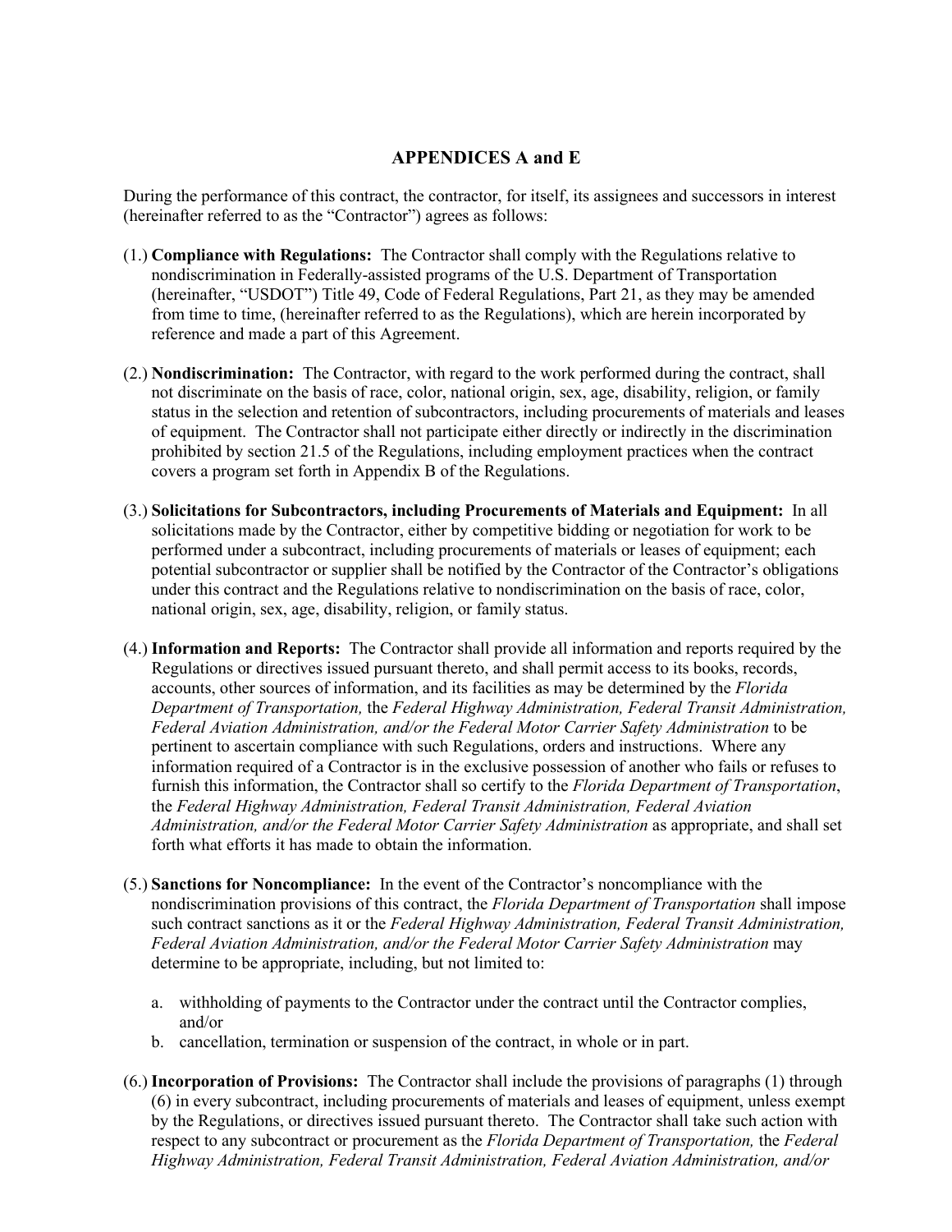## APPENDICES A and E

During the performance of this contract, the contractor, for itself, its assignees and successors in interest (hereinafter referred to as the "Contractor") agrees as follows:

(1.) **Compliance with Regulations:** The Contractor shall comply with the Regulations relative to nondiscrimination in Federally-assisted programs of the U.S. Department of Transportation (hereinafter, "USDOT") Title 49, Code of Federal Regulations, Part 21, as they may be amended from time to time, (hereinafter referred to as the Regulations), which are herein incorporated by reference and made a part of this Agreement.

(2.) **Nondiscrimination:** The Contractor, with regard to the work performed during the contract, shall not discriminate on the basis of race, color, national origin, sex, age, disability, religion, or family status in the selection and retention of subcontractors, including procurements of materials and leases of equipment. The Contractor shall not participate either directly or indirectly in the discrimination prohibited by section 21.5 of the Regulations, including employment practices when the contract covers a program set forth in Appendix B of the Regulations.

(3.) **Solicitations for Subcontractors, including Procurements of Materials and Equipment:** In all solicitations made by the Contractor, either by competitive bidding or negotiation for work to be performed under a subcontract, including procurements of materials or leases of equipment; each potential subcontractor or supplier shall be notified by the Contractor of the Contractor's obligations under this contract and the Regulations relative to nondiscrimination on the basis of race, color, national origin, sex, age, disability, religion, or family status.

(4.) **Information and Reports:** The Contractor shall provide all information and reports required by the Regulations or directives issued pursuant thereto, and shall permit access to its books, records, accounts, other sources of information, and its facilities as may be determined by the *Florida Department of Transportation,* the *Federal Highway Administration, Federal Transit Administration, Federal Aviation Administration, and/or the Federal Motor Carrier Safety Administration* to be pertinent to ascertain compliance with such Regulations, orders and instructions. Where any information required of a Contractor is in the exclusive possession of another who fails or refuses to furnish this information, the Contractor shall so certify to the *Florida Department of Transportation*, the *Federal Highway Administration, Federal Transit Administration, Federal Aviation Administration, and/or the Federal Motor Carrier Safety Administration* as appropriate, and shall set forth what efforts it has made to obtain the information.

(5.) **Sanctions for Noncompliance:** In the event of the Contractor's noncompliance with the nondiscrimination provisions of this contract, the *Florida Department of Transportation* shall impose such contract sanctions as it or the *Federal Highway Administration, Federal Transit Administration, Federal Aviation Administration, and/or the Federal Motor Carrier Safety Administration* may determine to be appropriate, including, but not limited to:

a. withholding of payments to the Contractor under the contract until the Contractor complies, and/or
b. cancellation, termination or suspension of the contract, in whole or in part.

(6.) **Incorporation of Provisions:** The Contractor shall include the provisions of paragraphs (1) through (6) in every subcontract, including procurements of materials and leases of equipment, unless exempt by the Regulations, or directives issued pursuant thereto. The Contractor shall take such action with respect to any subcontract or procurement as the *Florida Department of Transportation,* the *Federal Highway Administration, Federal Transit Administration, Federal Aviation Administration, and/or*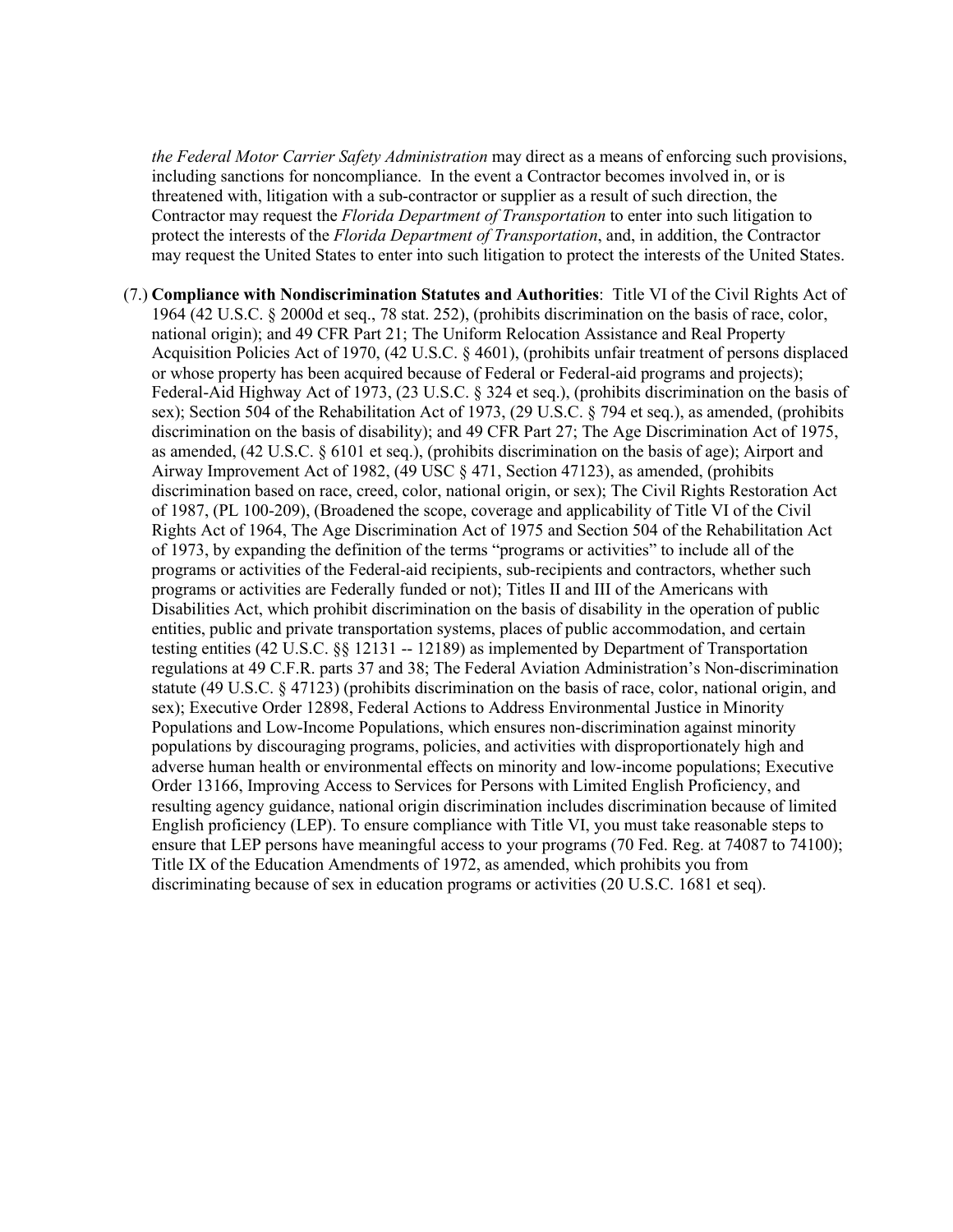*the Federal Motor Carrier Safety Administration* may direct as a means of enforcing such provisions, including sanctions for noncompliance. In the event a Contractor becomes involved in, or is threatened with, litigation with a sub-contractor or supplier as a result of such direction, the Contractor may request the *Florida Department of Transportation* to enter into such litigation to protect the interests of the *Florida Department of Transportation*, and, in addition, the Contractor may request the United States to enter into such litigation to protect the interests of the United States.

(7.) **Compliance with Nondiscrimination Statutes and Authorities**: Title VI of the Civil Rights Act of 1964 (42 U.S.C. § 2000d et seq., 78 stat. 252), (prohibits discrimination on the basis of race, color, national origin); and 49 CFR Part 21; The Uniform Relocation Assistance and Real Property Acquisition Policies Act of 1970, (42 U.S.C. § 4601), (prohibits unfair treatment of persons displaced or whose property has been acquired because of Federal or Federal-aid programs and projects); Federal-Aid Highway Act of 1973, (23 U.S.C. § 324 et seq.), (prohibits discrimination on the basis of sex); Section 504 of the Rehabilitation Act of 1973, (29 U.S.C. § 794 et seq.), as amended, (prohibits discrimination on the basis of disability); and 49 CFR Part 27; The Age Discrimination Act of 1975, as amended, (42 U.S.C. § 6101 et seq.), (prohibits discrimination on the basis of age); Airport and Airway Improvement Act of 1982, (49 USC § 471, Section 47123), as amended, (prohibits discrimination based on race, creed, color, national origin, or sex); The Civil Rights Restoration Act of 1987, (PL 100-209), (Broadened the scope, coverage and applicability of Title VI of the Civil Rights Act of 1964, The Age Discrimination Act of 1975 and Section 504 of the Rehabilitation Act of 1973, by expanding the definition of the terms "programs or activities" to include all of the programs or activities of the Federal-aid recipients, sub-recipients and contractors, whether such programs or activities are Federally funded or not); Titles II and III of the Americans with Disabilities Act, which prohibit discrimination on the basis of disability in the operation of public entities, public and private transportation systems, places of public accommodation, and certain testing entities (42 U.S.C. §§ 12131 -- 12189) as implemented by Department of Transportation regulations at 49 C.F.R. parts 37 and 38; The Federal Aviation Administration's Non-discrimination statute (49 U.S.C. § 47123) (prohibits discrimination on the basis of race, color, national origin, and sex); Executive Order 12898, Federal Actions to Address Environmental Justice in Minority Populations and Low-Income Populations, which ensures non-discrimination against minority populations by discouraging programs, policies, and activities with disproportionately high and adverse human health or environmental effects on minority and low-income populations; Executive Order 13166, Improving Access to Services for Persons with Limited English Proficiency, and resulting agency guidance, national origin discrimination includes discrimination because of limited English proficiency (LEP). To ensure compliance with Title VI, you must take reasonable steps to ensure that LEP persons have meaningful access to your programs (70 Fed. Reg. at 74087 to 74100); Title IX of the Education Amendments of 1972, as amended, which prohibits you from discriminating because of sex in education programs or activities (20 U.S.C. 1681 et seq).